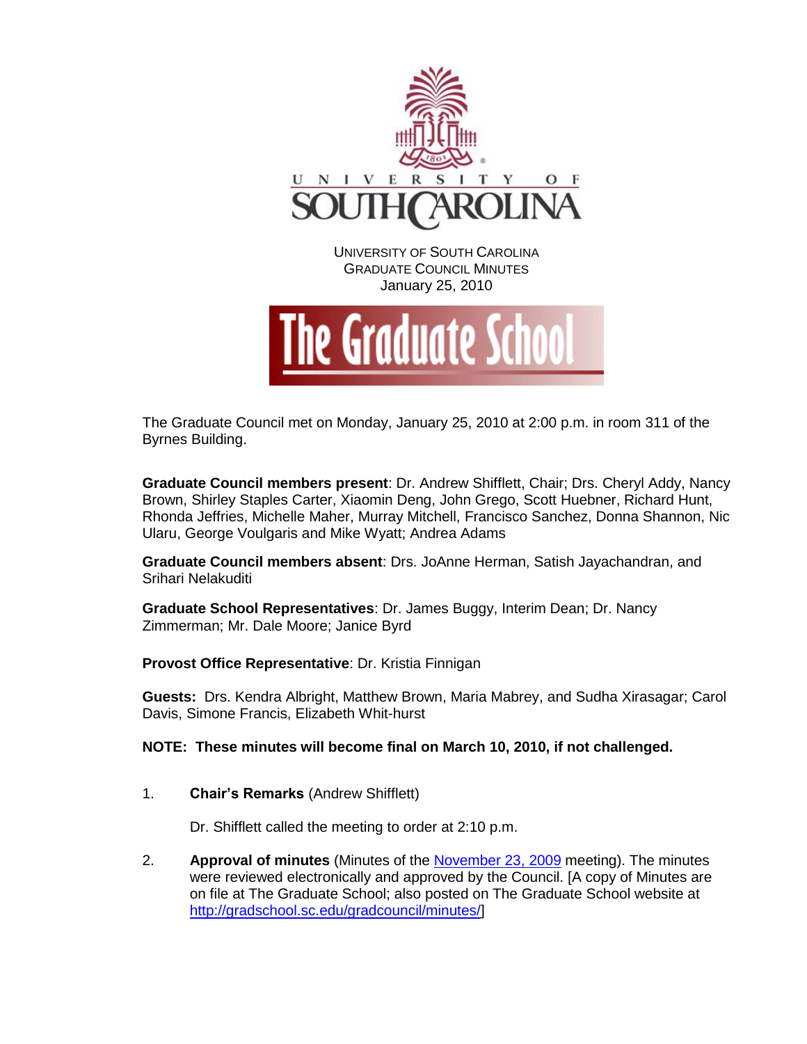UNIVERSITY OF SOUTH CAROLINA
GRADUATE COUNCIL MINUTES
January 25, 2010

The Graduate School

The Graduate Council met on Monday, January 25, 2010 at 2:00 p.m. in room 311 of the Byrnes Building.

**Graduate Council members present**: Dr. Andrew Shifflett, Chair; Drs. Cheryl Addy, Nancy Brown, Shirley Staples Carter, Xiaomin Deng, John Grego, Scott Huebner, Richard Hunt, Rhonda Jeffries, Michelle Maher, Murray Mitchell, Francisco Sanchez, Donna Shannon, Nic Ularu, George Voulgaris and Mike Wyatt; Andrea Adams

**Graduate Council members absent**: Drs. JoAnne Herman, Satish Jayachandran, and Srihari Nelakuditi

**Graduate School Representatives**: Dr. James Buggy, Interim Dean; Dr. Nancy Zimmerman; Mr. Dale Moore; Janice Byrd

**Provost Office Representative**: Dr. Kristia Finnigan

**Guests:** Drs. Kendra Albright, Matthew Brown, Maria Mabrey, and Sudha Xirasagar; Carol Davis, Simone Francis, Elizabeth Whit-hurst

**NOTE: These minutes will become final on March 10, 2010, if not challenged.**

1. **Chair's Remarks** (Andrew Shifflett)

   Dr. Shifflett called the meeting to order at 2:10 p.m.

2. **Approval of minutes** (Minutes of the November 23, 2009 meeting). The minutes were reviewed electronically and approved by the Council. [A copy of Minutes are on file at The Graduate School; also posted on The Graduate School website at http://gradschool.sc.edu/gradcouncil/minutes/]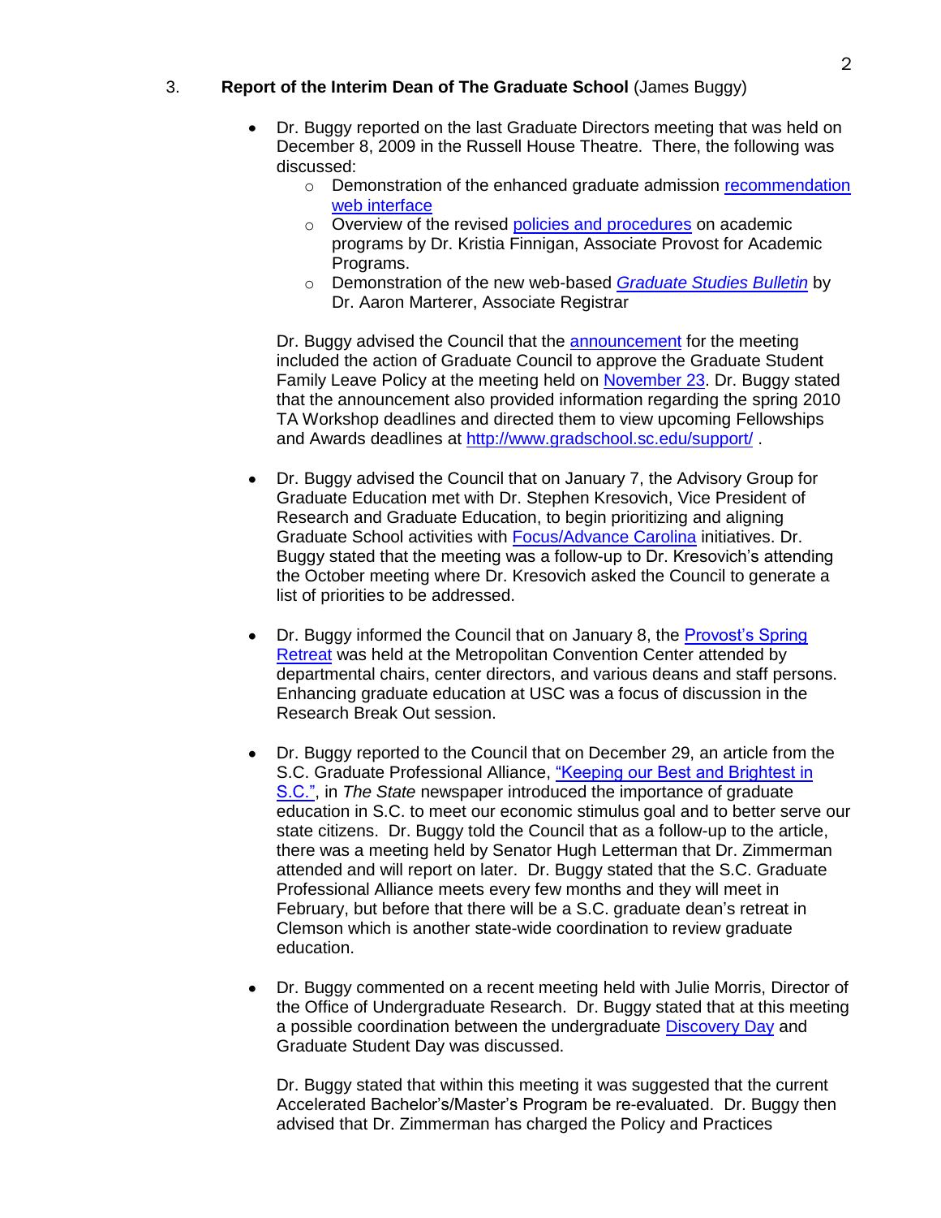3. **Report of the Interim Dean of The Graduate School** (James Buggy)

- Dr. Buggy reported on the last Graduate Directors meeting that was held on December 8, 2009 in the Russell House Theatre. There, the following was discussed:
  - Demonstration of the enhanced graduate admission recommendation web interface
  - Overview of the revised policies and procedures on academic programs by Dr. Kristia Finnigan, Associate Provost for Academic Programs.
  - Demonstration of the new web-based *Graduate Studies Bulletin* by Dr. Aaron Marterer, Associate Registrar

  Dr. Buggy advised the Council that the announcement for the meeting included the action of Graduate Council to approve the Graduate Student Family Leave Policy at the meeting held on November 23. Dr. Buggy stated that the announcement also provided information regarding the spring 2010 TA Workshop deadlines and directed them to view upcoming Fellowships and Awards deadlines at http://www.gradschool.sc.edu/support/ .

- Dr. Buggy advised the Council that on January 7, the Advisory Group for Graduate Education met with Dr. Stephen Kresovich, Vice President of Research and Graduate Education, to begin prioritizing and aligning Graduate School activities with Focus/Advance Carolina initiatives. Dr. Buggy stated that the meeting was a follow-up to Dr. Kresovich's attending the October meeting where Dr. Kresovich asked the Council to generate a list of priorities to be addressed.

- Dr. Buggy informed the Council that on January 8, the Provost's Spring Retreat was held at the Metropolitan Convention Center attended by departmental chairs, center directors, and various deans and staff persons. Enhancing graduate education at USC was a focus of discussion in the Research Break Out session.

- Dr. Buggy reported to the Council that on December 29, an article from the S.C. Graduate Professional Alliance, "Keeping our Best and Brightest in S.C.", in *The State* newspaper introduced the importance of graduate education in S.C. to meet our economic stimulus goal and to better serve our state citizens. Dr. Buggy told the Council that as a follow-up to the article, there was a meeting held by Senator Hugh Letterman that Dr. Zimmerman attended and will report on later. Dr. Buggy stated that the S.C. Graduate Professional Alliance meets every few months and they will meet in February, but before that there will be a S.C. graduate dean's retreat in Clemson which is another state-wide coordination to review graduate education.

- Dr. Buggy commented on a recent meeting held with Julie Morris, Director of the Office of Undergraduate Research. Dr. Buggy stated that at this meeting a possible coordination between the undergraduate Discovery Day and Graduate Student Day was discussed.

  Dr. Buggy stated that within this meeting it was suggested that the current Accelerated Bachelor's/Master's Program be re-evaluated. Dr. Buggy then advised that Dr. Zimmerman has charged the Policy and Practices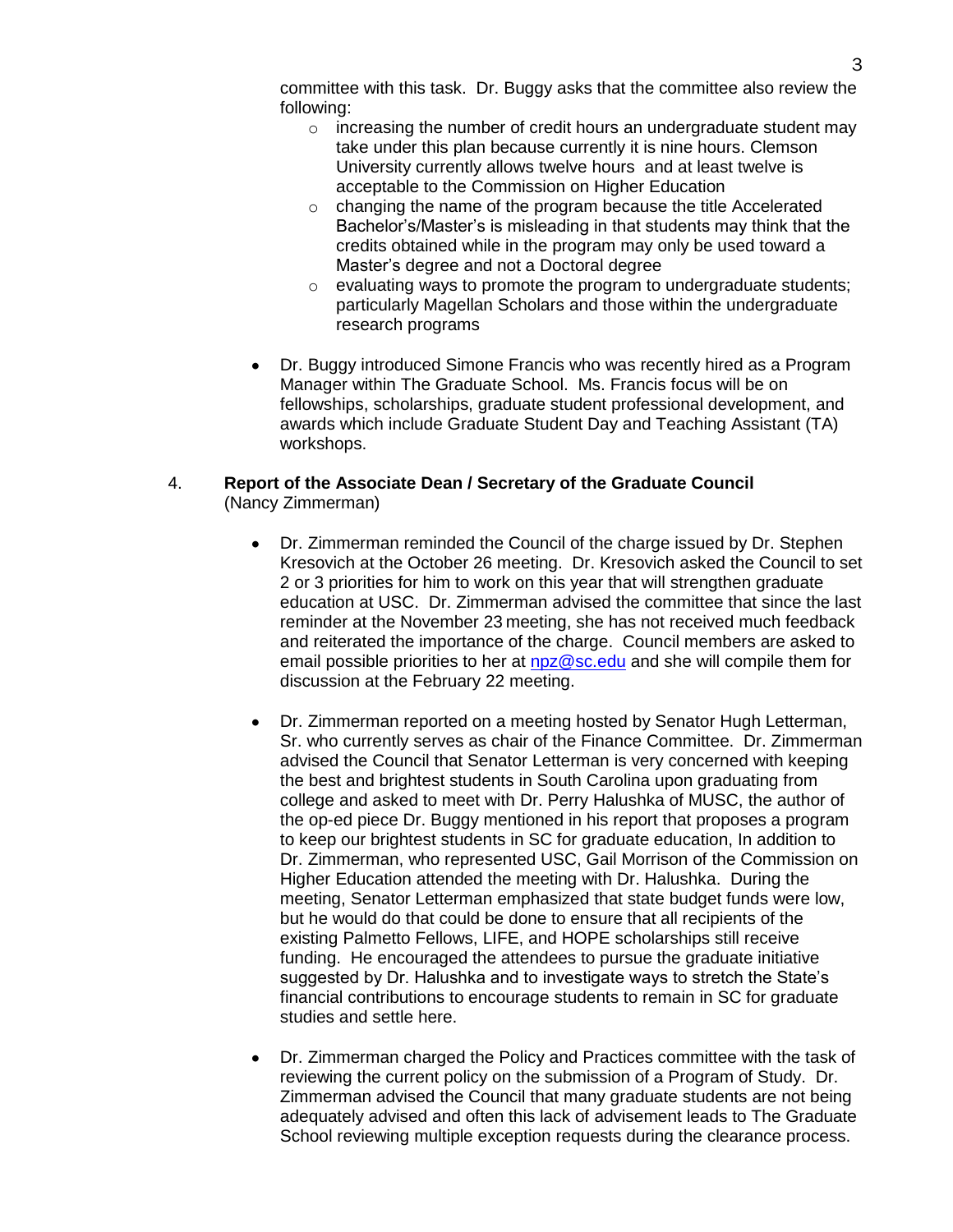committee with this task. Dr. Buggy asks that the committee also review the following:

  - increasing the number of credit hours an undergraduate student may take under this plan because currently it is nine hours. Clemson University currently allows twelve hours and at least twelve is acceptable to the Commission on Higher Education
  - changing the name of the program because the title Accelerated Bachelor's/Master's is misleading in that students may think that the credits obtained while in the program may only be used toward a Master's degree and not a Doctoral degree
  - evaluating ways to promote the program to undergraduate students; particularly Magellan Scholars and those within the undergraduate research programs

- Dr. Buggy introduced Simone Francis who was recently hired as a Program Manager within The Graduate School. Ms. Francis focus will be on fellowships, scholarships, graduate student professional development, and awards which include Graduate Student Day and Teaching Assistant (TA) workshops.

4. **Report of the Associate Dean / Secretary of the Graduate Council** (Nancy Zimmerman)

- Dr. Zimmerman reminded the Council of the charge issued by Dr. Stephen Kresovich at the October 26 meeting. Dr. Kresovich asked the Council to set 2 or 3 priorities for him to work on this year that will strengthen graduate education at USC. Dr. Zimmerman advised the committee that since the last reminder at the November 23 meeting, she has not received much feedback and reiterated the importance of the charge. Council members are asked to email possible priorities to her at npz@sc.edu and she will compile them for discussion at the February 22 meeting.

- Dr. Zimmerman reported on a meeting hosted by Senator Hugh Letterman, Sr. who currently serves as chair of the Finance Committee. Dr. Zimmerman advised the Council that Senator Letterman is very concerned with keeping the best and brightest students in South Carolina upon graduating from college and asked to meet with Dr. Perry Halushka of MUSC, the author of the op-ed piece Dr. Buggy mentioned in his report that proposes a program to keep our brightest students in SC for graduate education, In addition to Dr. Zimmerman, who represented USC, Gail Morrison of the Commission on Higher Education attended the meeting with Dr. Halushka. During the meeting, Senator Letterman emphasized that state budget funds were low, but he would do that could be done to ensure that all recipients of the existing Palmetto Fellows, LIFE, and HOPE scholarships still receive funding. He encouraged the attendees to pursue the graduate initiative suggested by Dr. Halushka and to investigate ways to stretch the State's financial contributions to encourage students to remain in SC for graduate studies and settle here.

- Dr. Zimmerman charged the Policy and Practices committee with the task of reviewing the current policy on the submission of a Program of Study. Dr. Zimmerman advised the Council that many graduate students are not being adequately advised and often this lack of advisement leads to The Graduate School reviewing multiple exception requests during the clearance process.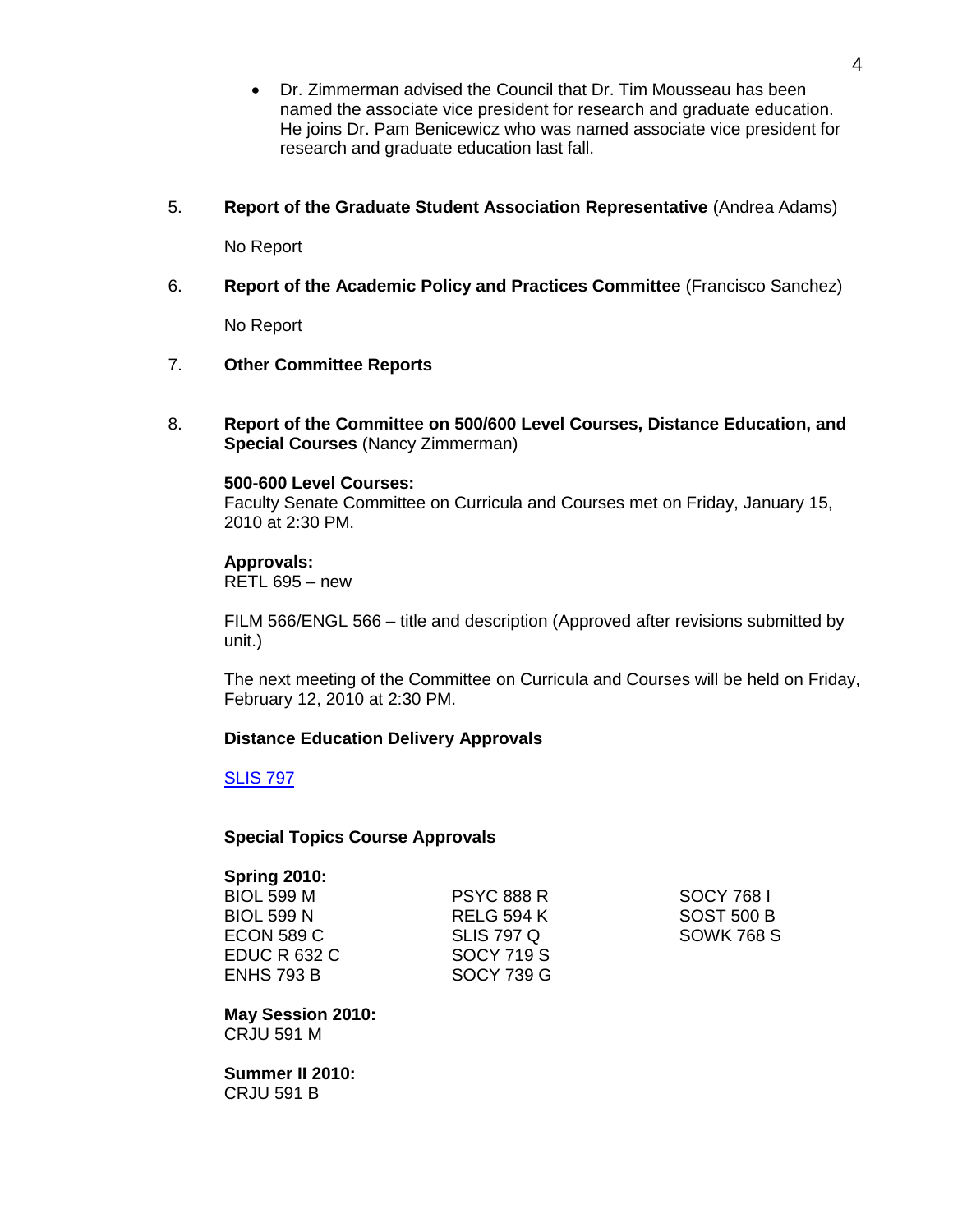- Dr. Zimmerman advised the Council that Dr. Tim Mousseau has been named the associate vice president for research and graduate education. He joins Dr. Pam Benicewicz who was named associate vice president for research and graduate education last fall.

5. **Report of the Graduate Student Association Representative** (Andrea Adams)

   No Report

6. **Report of the Academic Policy and Practices Committee** (Francisco Sanchez)

   No Report

7. **Other Committee Reports**

8. **Report of the Committee on 500/600 Level Courses, Distance Education, and Special Courses** (Nancy Zimmerman)

   **500-600 Level Courses:**
   Faculty Senate Committee on Curricula and Courses met on Friday, January 15, 2010 at 2:30 PM.

   **Approvals:**
   RETL 695 – new

   FILM 566/ENGL 566 – title and description (Approved after revisions submitted by unit.)

   The next meeting of the Committee on Curricula and Courses will be held on Friday, February 12, 2010 at 2:30 PM.

   **Distance Education Delivery Approvals**

   SLIS 797

   **Special Topics Course Approvals**

   **Spring 2010:**
   BIOL 599 M
   BIOL 599 N
   ECON 589 C
   EDUC R 632 C
   ENHS 793 B
   PSYC 888 R
   RELG 594 K
   SLIS 797 Q
   SOCY 719 S
   SOCY 739 G
   SOCY 768 I
   SOST 500 B
   SOWK 768 S

   **May Session 2010:**
   CRJU 591 M

   **Summer II 2010:**
   CRJU 591 B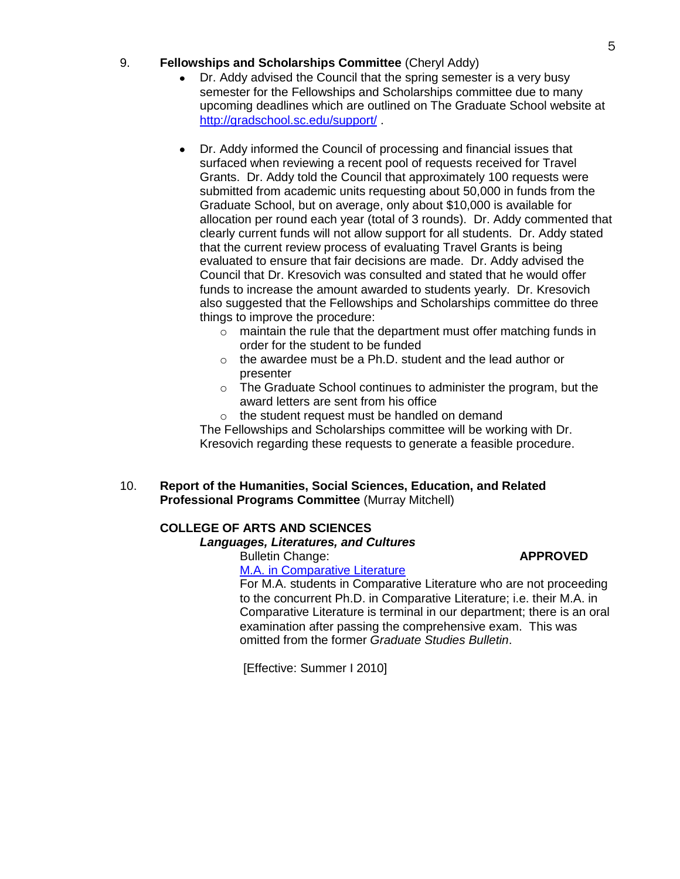9. **Fellowships and Scholarships Committee** (Cheryl Addy)

- Dr. Addy advised the Council that the spring semester is a very busy semester for the Fellowships and Scholarships committee due to many upcoming deadlines which are outlined on The Graduate School website at [http://gradschool.sc.edu/support/](http://gradschool.sc.edu/support/) .

- Dr. Addy informed the Council of processing and financial issues that surfaced when reviewing a recent pool of requests received for Travel Grants. Dr. Addy told the Council that approximately 100 requests were submitted from academic units requesting about 50,000 in funds from the Graduate School, but on average, only about $10,000 is available for allocation per round each year (total of 3 rounds). Dr. Addy commented that clearly current funds will not allow support for all students. Dr. Addy stated that the current review process of evaluating Travel Grants is being evaluated to ensure that fair decisions are made. Dr. Addy advised the Council that Dr. Kresovich was consulted and stated that he would offer funds to increase the amount awarded to students yearly. Dr. Kresovich also suggested that the Fellowships and Scholarships committee do three things to improve the procedure:
    - maintain the rule that the department must offer matching funds in order for the student to be funded
    - the awardee must be a Ph.D. student and the lead author or presenter
    - The Graduate School continues to administer the program, but the award letters are sent from his office
    - the student request must be handled on demand

  The Fellowships and Scholarships committee will be working with Dr. Kresovich regarding these requests to generate a feasible procedure.

10. **Report of the Humanities, Social Sciences, Education, and Related Professional Programs Committee** (Murray Mitchell)

**COLLEGE OF ARTS AND SCIENCES**

***Languages, Literatures, and Cultures***

Bulletin Change: **APPROVED**

[M.A. in Comparative Literature]()

For M.A. students in Comparative Literature who are not proceeding to the concurrent Ph.D. in Comparative Literature; i.e. their M.A. in Comparative Literature is terminal in our department; there is an oral examination after passing the comprehensive exam. This was omitted from the former *Graduate Studies Bulletin*.

[Effective: Summer I 2010]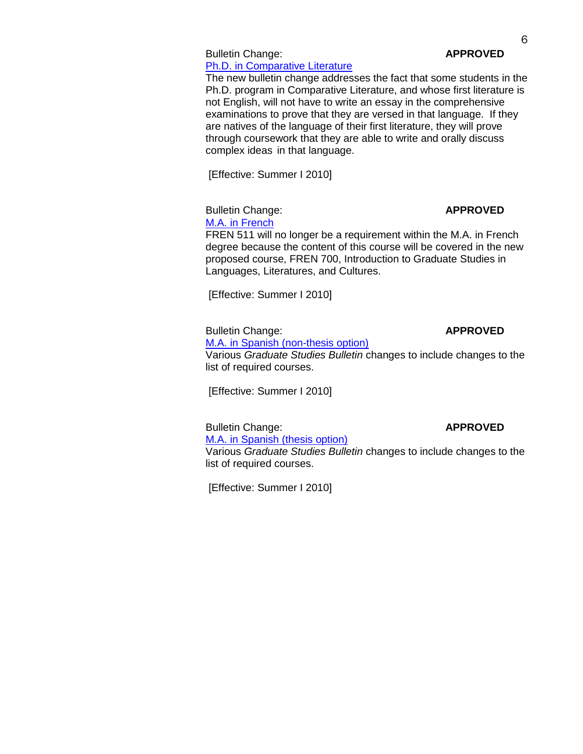Bulletin Change: **APPROVED**

Ph.D. in Comparative Literature

The new bulletin change addresses the fact that some students in the Ph.D. program in Comparative Literature, and whose first literature is not English, will not have to write an essay in the comprehensive examinations to prove that they are versed in that language. If they are natives of the language of their first literature, they will prove through coursework that they are able to write and orally discuss complex ideas in that language.

[Effective: Summer I 2010]

Bulletin Change: **APPROVED**

M.A. in French

FREN 511 will no longer be a requirement within the M.A. in French degree because the content of this course will be covered in the new proposed course, FREN 700, Introduction to Graduate Studies in Languages, Literatures, and Cultures.

[Effective: Summer I 2010]

Bulletin Change: **APPROVED**

M.A. in Spanish (non-thesis option)

Various *Graduate Studies Bulletin* changes to include changes to the list of required courses.

[Effective: Summer I 2010]

Bulletin Change: **APPROVED**

M.A. in Spanish (thesis option)

Various *Graduate Studies Bulletin* changes to include changes to the list of required courses.

[Effective: Summer I 2010]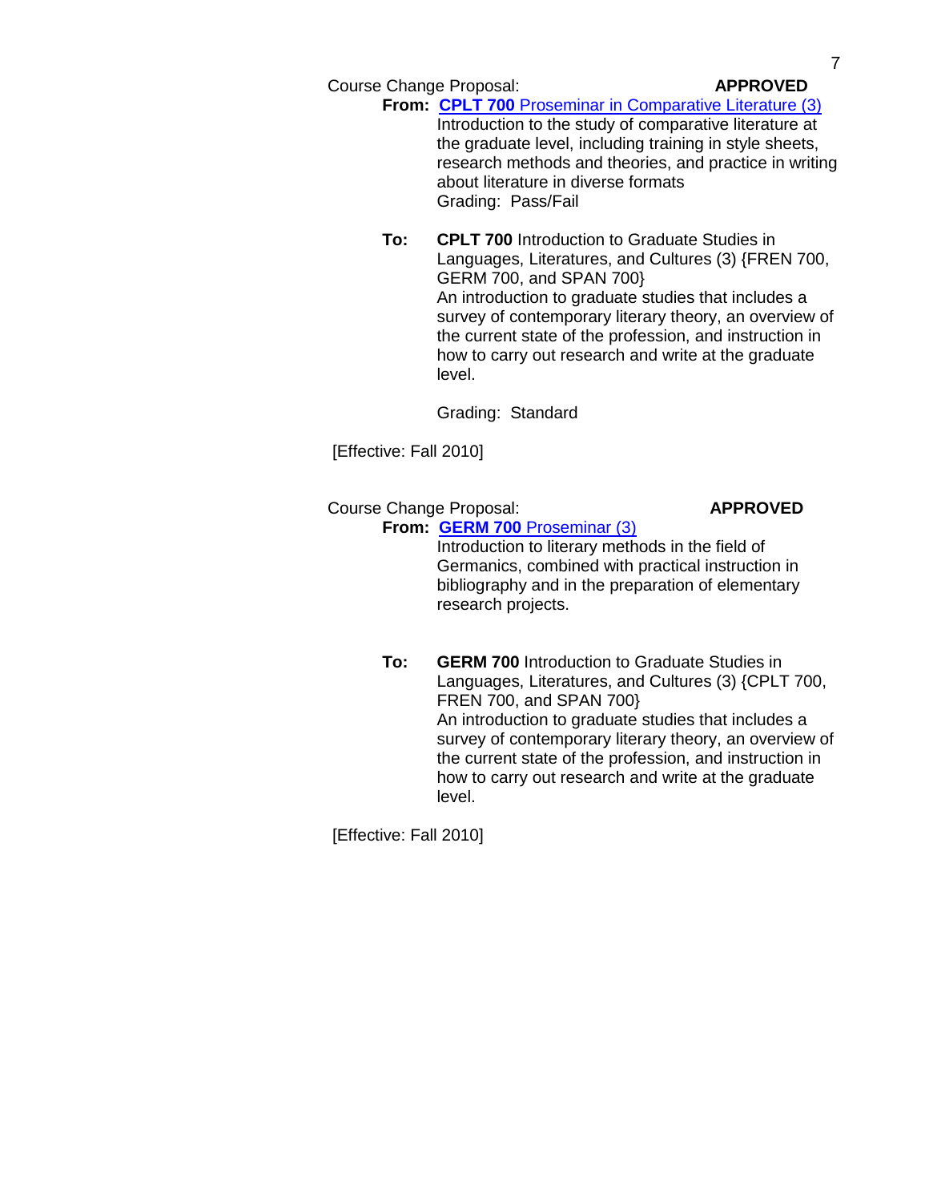Course Change Proposal: **APPROVED**

**From:** **CPLT 700** Proseminar in Comparative Literature (3)
Introduction to the study of comparative literature at the graduate level, including training in style sheets, research methods and theories, and practice in writing about literature in diverse formats
Grading: Pass/Fail

**To:** **CPLT 700** Introduction to Graduate Studies in Languages, Literatures, and Cultures (3) {FREN 700, GERM 700, and SPAN 700}
An introduction to graduate studies that includes a survey of contemporary literary theory, an overview of the current state of the profession, and instruction in how to carry out research and write at the graduate level.

Grading: Standard

[Effective: Fall 2010]

Course Change Proposal: **APPROVED**

**From:** **GERM 700** Proseminar (3)
Introduction to literary methods in the field of Germanics, combined with practical instruction in bibliography and in the preparation of elementary research projects.

**To:** **GERM 700** Introduction to Graduate Studies in Languages, Literatures, and Cultures (3) {CPLT 700, FREN 700, and SPAN 700}
An introduction to graduate studies that includes a survey of contemporary literary theory, an overview of the current state of the profession, and instruction in how to carry out research and write at the graduate level.

[Effective: Fall 2010]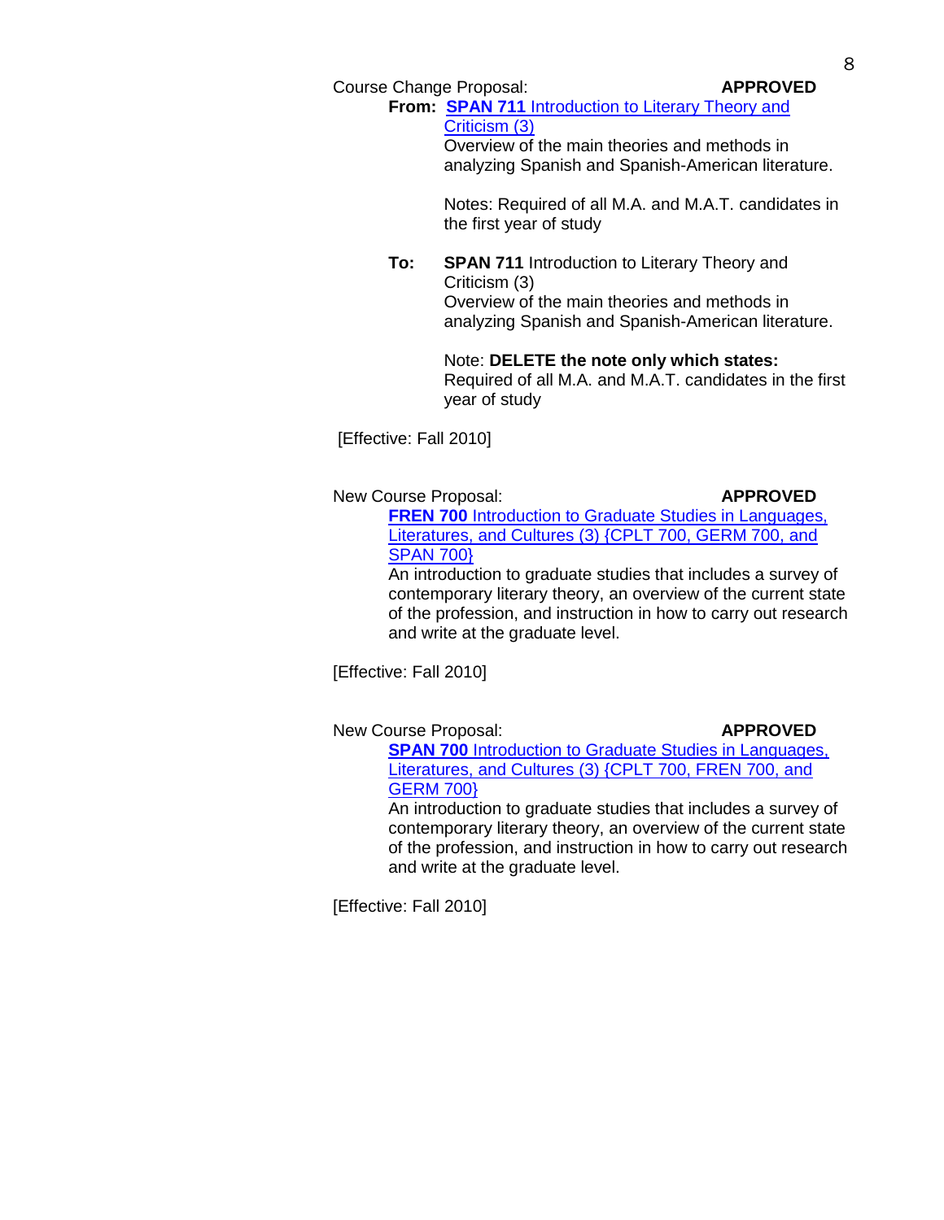Course Change Proposal: **APPROVED**

**From:** **SPAN 711** Introduction to Literary Theory and Criticism (3)
Overview of the main theories and methods in analyzing Spanish and Spanish-American literature.

Notes: Required of all M.A. and M.A.T. candidates in the first year of study

**To:** **SPAN 711** Introduction to Literary Theory and Criticism (3)
Overview of the main theories and methods in analyzing Spanish and Spanish-American literature.

Note: **DELETE the note only which states:** Required of all M.A. and M.A.T. candidates in the first year of study

[Effective: Fall 2010]

New Course Proposal: **APPROVED**

**FREN 700** Introduction to Graduate Studies in Languages, Literatures, and Cultures (3) {CPLT 700, GERM 700, and SPAN 700}
An introduction to graduate studies that includes a survey of contemporary literary theory, an overview of the current state of the profession, and instruction in how to carry out research and write at the graduate level.

[Effective: Fall 2010]

New Course Proposal: **APPROVED**

**SPAN 700** Introduction to Graduate Studies in Languages, Literatures, and Cultures (3) {CPLT 700, FREN 700, and GERM 700}
An introduction to graduate studies that includes a survey of contemporary literary theory, an overview of the current state of the profession, and instruction in how to carry out research and write at the graduate level.

[Effective: Fall 2010]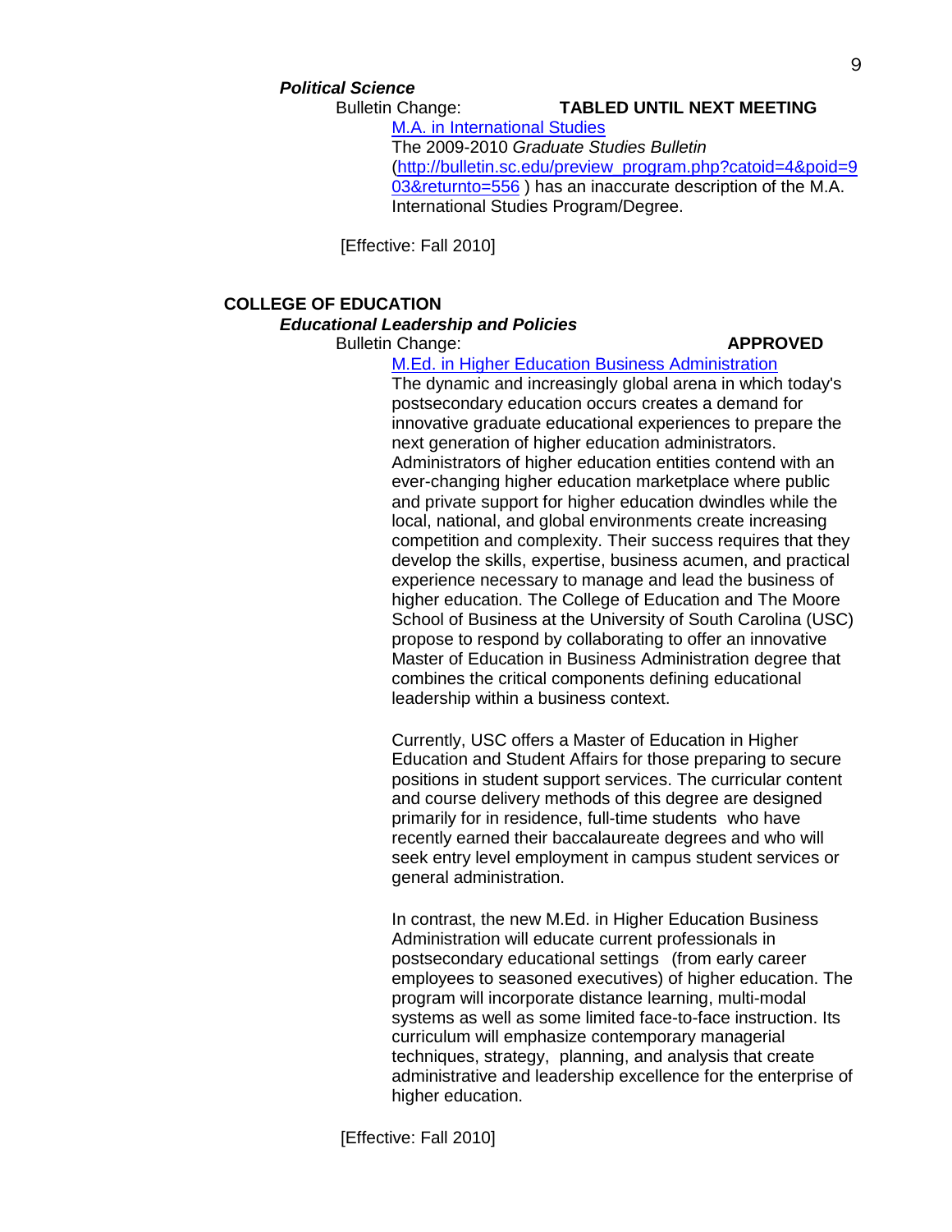***Political Science***

Bulletin Change: **TABLED UNTIL NEXT MEETING**

M.A. in International Studies

The 2009-2010 *Graduate Studies Bulletin* (http://bulletin.sc.edu/preview_program.php?catoid=4&poid=903&returnto=556 ) has an inaccurate description of the M.A. International Studies Program/Degree.

[Effective: Fall 2010]

**COLLEGE OF EDUCATION**

***Educational Leadership and Policies***

Bulletin Change: **APPROVED**

M.Ed. in Higher Education Business Administration

The dynamic and increasingly global arena in which today's postsecondary education occurs creates a demand for innovative graduate educational experiences to prepare the next generation of higher education administrators. Administrators of higher education entities contend with an ever-changing higher education marketplace where public and private support for higher education dwindles while the local, national, and global environments create increasing competition and complexity. Their success requires that they develop the skills, expertise, business acumen, and practical experience necessary to manage and lead the business of higher education. The College of Education and The Moore School of Business at the University of South Carolina (USC) propose to respond by collaborating to offer an innovative Master of Education in Business Administration degree that combines the critical components defining educational leadership within a business context.

Currently, USC offers a Master of Education in Higher Education and Student Affairs for those preparing to secure positions in student support services. The curricular content and course delivery methods of this degree are designed primarily for in residence, full-time students who have recently earned their baccalaureate degrees and who will seek entry level employment in campus student services or general administration.

In contrast, the new M.Ed. in Higher Education Business Administration will educate current professionals in postsecondary educational settings (from early career employees to seasoned executives) of higher education. The program will incorporate distance learning, multi-modal systems as well as some limited face-to-face instruction. Its curriculum will emphasize contemporary managerial techniques, strategy, planning, and analysis that create administrative and leadership excellence for the enterprise of higher education.

[Effective: Fall 2010]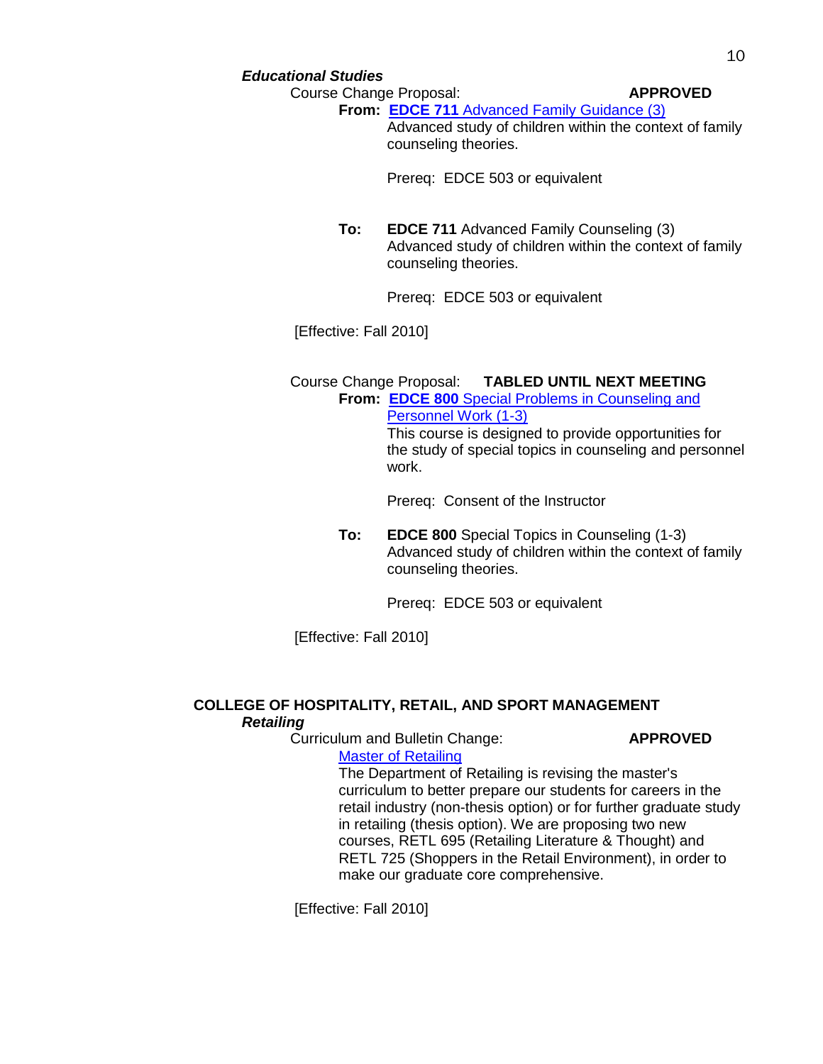***Educational Studies***

Course Change Proposal: **APPROVED**

**From:** **EDCE 711** Advanced Family Guidance (3)
Advanced study of children within the context of family counseling theories.

Prereq: EDCE 503 or equivalent

**To:** **EDCE 711** Advanced Family Counseling (3)
Advanced study of children within the context of family counseling theories.

Prereq: EDCE 503 or equivalent

[Effective: Fall 2010]

Course Change Proposal: **TABLED UNTIL NEXT MEETING**

**From:** **EDCE 800** Special Problems in Counseling and Personnel Work (1-3)
This course is designed to provide opportunities for the study of special topics in counseling and personnel work.

Prereq: Consent of the Instructor

**To:** **EDCE 800** Special Topics in Counseling (1-3)
Advanced study of children within the context of family counseling theories.

Prereq: EDCE 503 or equivalent

[Effective: Fall 2010]

## COLLEGE OF HOSPITALITY, RETAIL, AND SPORT MANAGEMENT

***Retailing***

Curriculum and Bulletin Change: **APPROVED**

Master of Retailing

The Department of Retailing is revising the master's curriculum to better prepare our students for careers in the retail industry (non-thesis option) or for further graduate study in retailing (thesis option). We are proposing two new courses, RETL 695 (Retailing Literature & Thought) and RETL 725 (Shoppers in the Retail Environment), in order to make our graduate core comprehensive.

[Effective: Fall 2010]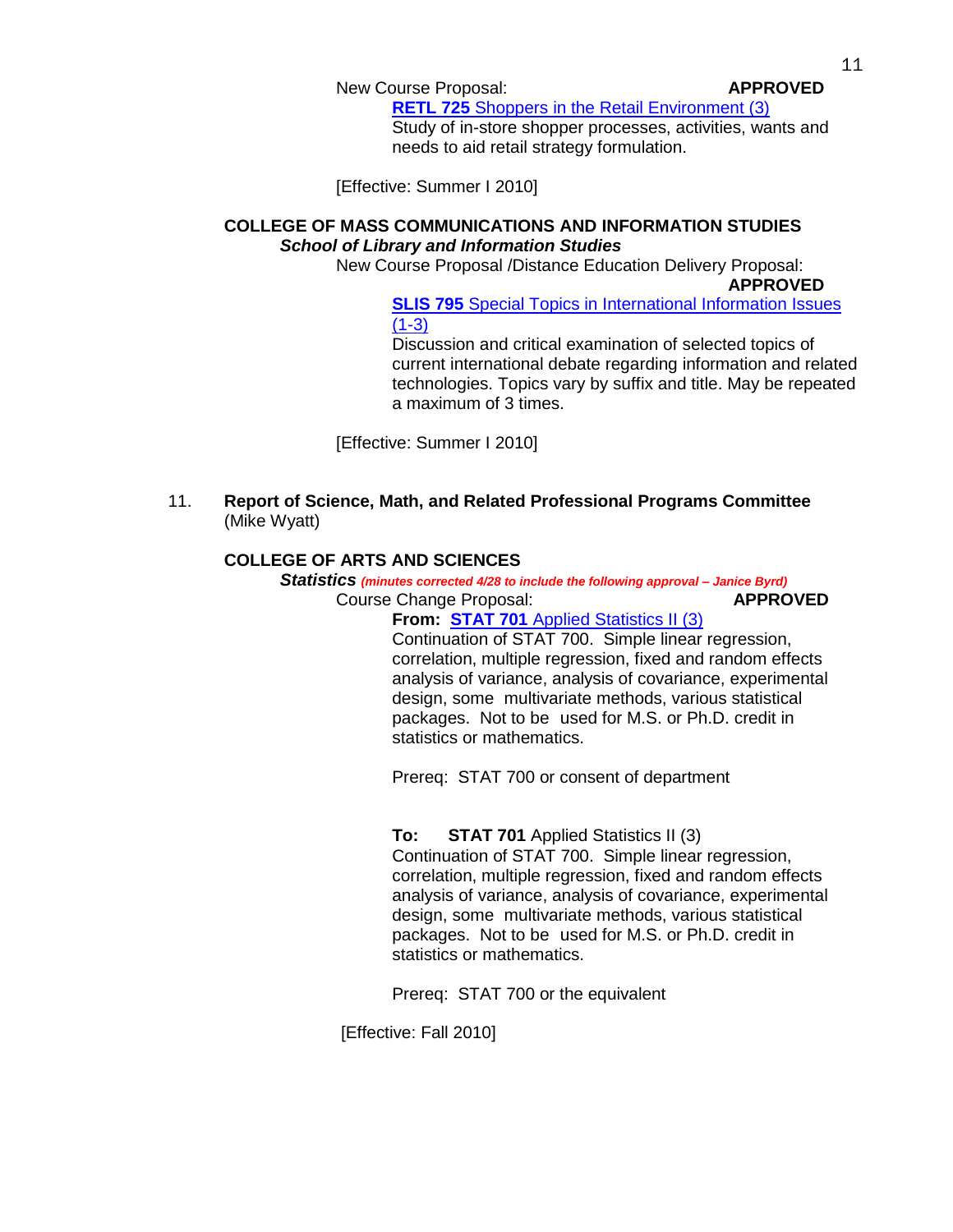New Course Proposal: **APPROVED**

**RETL 725** Shoppers in the Retail Environment (3)
Study of in-store shopper processes, activities, wants and needs to aid retail strategy formulation.

[Effective: Summer I 2010]

**COLLEGE OF MASS COMMUNICATIONS AND INFORMATION STUDIES**

***School of Library and Information Studies***

New Course Proposal /Distance Education Delivery Proposal: **APPROVED**

**SLIS 795** Special Topics in International Information Issues (1-3)
Discussion and critical examination of selected topics of current international debate regarding information and related technologies. Topics vary by suffix and title. May be repeated a maximum of 3 times.

[Effective: Summer I 2010]

11. **Report of Science, Math, and Related Professional Programs Committee** (Mike Wyatt)

**COLLEGE OF ARTS AND SCIENCES**

***Statistics*** ***(minutes corrected 4/28 to include the following approval – Janice Byrd)***

Course Change Proposal: **APPROVED**

**From:** **STAT 701** Applied Statistics II (3)
Continuation of STAT 700. Simple linear regression, correlation, multiple regression, fixed and random effects analysis of variance, analysis of covariance, experimental design, some multivariate methods, various statistical packages. Not to be used for M.S. or Ph.D. credit in statistics or mathematics.

Prereq: STAT 700 or consent of department

**To:** **STAT 701** Applied Statistics II (3)
Continuation of STAT 700. Simple linear regression, correlation, multiple regression, fixed and random effects analysis of variance, analysis of covariance, experimental design, some multivariate methods, various statistical packages. Not to be used for M.S. or Ph.D. credit in statistics or mathematics.

Prereq: STAT 700 or the equivalent

[Effective: Fall 2010]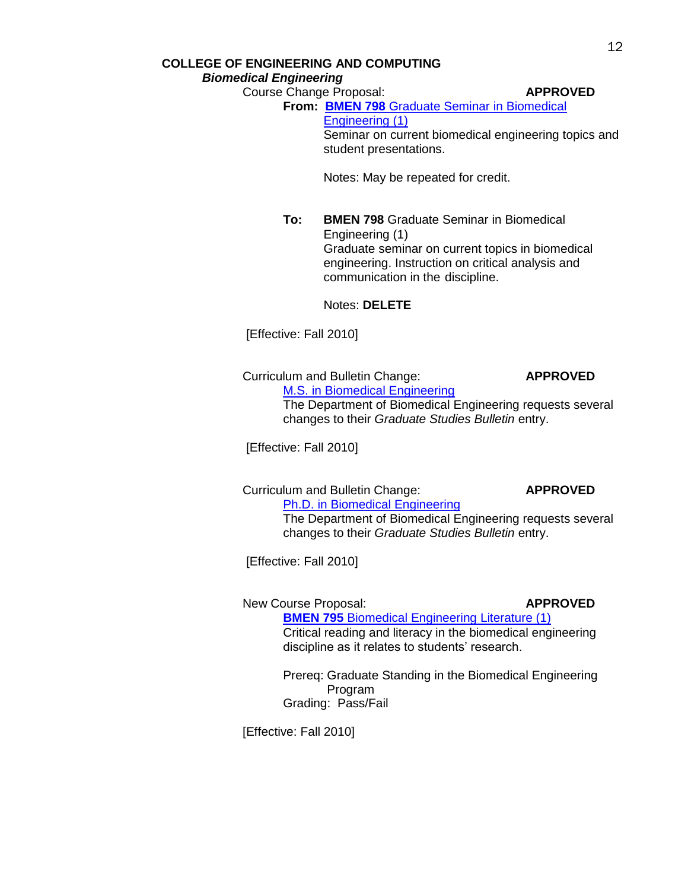**COLLEGE OF ENGINEERING AND COMPUTING**

***Biomedical Engineering***

Course Change Proposal: **APPROVED**

**From:** **BMEN 798** Graduate Seminar in Biomedical Engineering (1)
Seminar on current biomedical engineering topics and student presentations.

Notes: May be repeated for credit.

**To:** **BMEN 798** Graduate Seminar in Biomedical Engineering (1)
Graduate seminar on current topics in biomedical engineering. Instruction on critical analysis and communication in the discipline.

Notes: **DELETE**

[Effective: Fall 2010]

Curriculum and Bulletin Change: **APPROVED**

M.S. in Biomedical Engineering

The Department of Biomedical Engineering requests several changes to their *Graduate Studies Bulletin* entry.

[Effective: Fall 2010]

Curriculum and Bulletin Change: **APPROVED**

Ph.D. in Biomedical Engineering

The Department of Biomedical Engineering requests several changes to their *Graduate Studies Bulletin* entry.

[Effective: Fall 2010]

New Course Proposal: **APPROVED**

**BMEN 795** Biomedical Engineering Literature (1)
Critical reading and literacy in the biomedical engineering discipline as it relates to students' research.

Prereq: Graduate Standing in the Biomedical Engineering Program
Grading: Pass/Fail

[Effective: Fall 2010]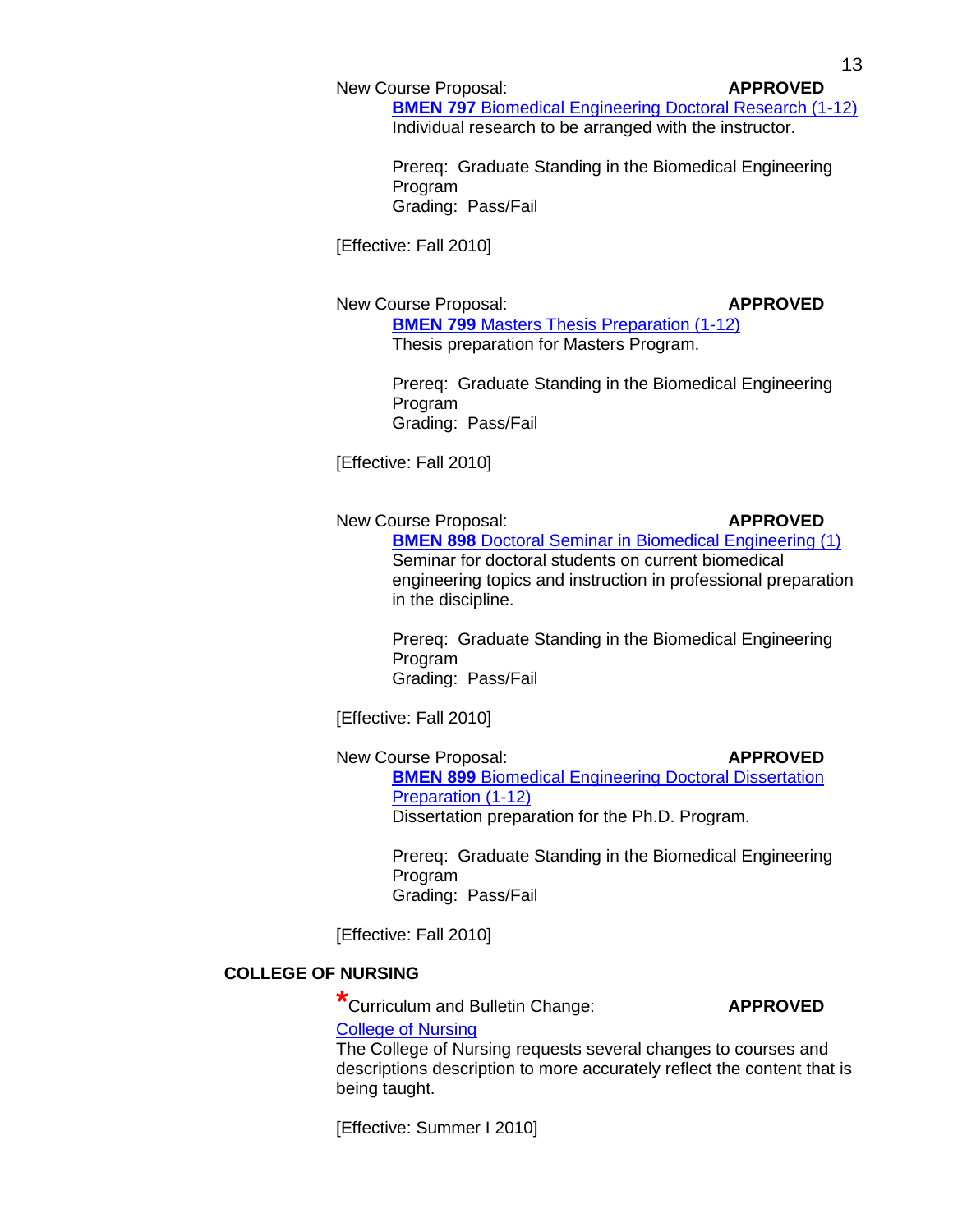New Course Proposal: **APPROVED**

**BMEN 797** Biomedical Engineering Doctoral Research (1-12)
Individual research to be arranged with the instructor.

Prereq: Graduate Standing in the Biomedical Engineering Program
Grading: Pass/Fail

[Effective: Fall 2010]

New Course Proposal: **APPROVED**

**BMEN 799** Masters Thesis Preparation (1-12)
Thesis preparation for Masters Program.

Prereq: Graduate Standing in the Biomedical Engineering Program
Grading: Pass/Fail

[Effective: Fall 2010]

New Course Proposal: **APPROVED**

**BMEN 898** Doctoral Seminar in Biomedical Engineering (1)
Seminar for doctoral students on current biomedical engineering topics and instruction in professional preparation in the discipline.

Prereq: Graduate Standing in the Biomedical Engineering Program
Grading: Pass/Fail

[Effective: Fall 2010]

New Course Proposal: **APPROVED**

**BMEN 899** Biomedical Engineering Doctoral Dissertation Preparation (1-12)
Dissertation preparation for the Ph.D. Program.

Prereq: Graduate Standing in the Biomedical Engineering Program
Grading: Pass/Fail

[Effective: Fall 2010]

## COLLEGE OF NURSING

*Curriculum and Bulletin Change: **APPROVED**

College of Nursing
The College of Nursing requests several changes to courses and descriptions description to more accurately reflect the content that is being taught.

[Effective: Summer I 2010]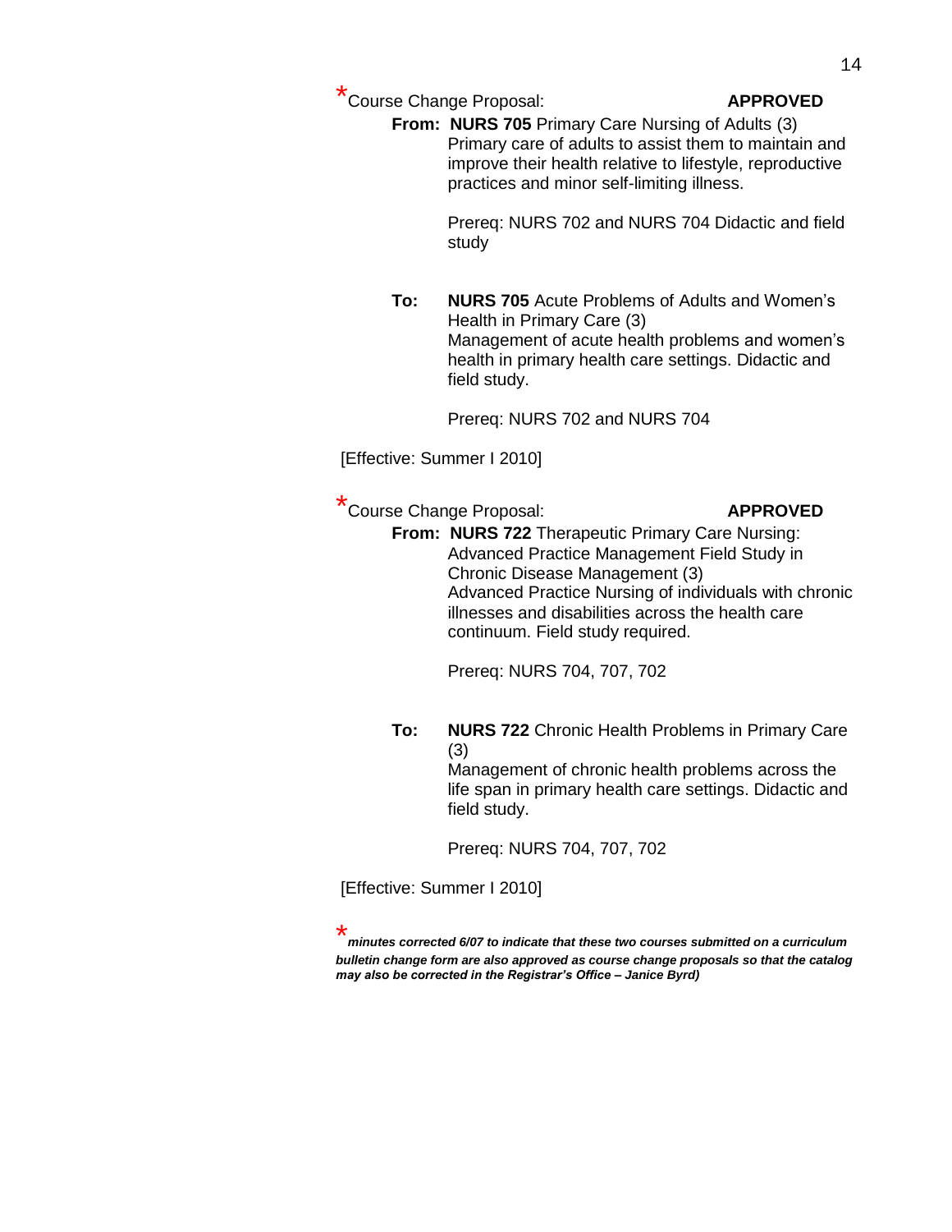*Course Change Proposal: **APPROVED**

**From:** **NURS 705** Primary Care Nursing of Adults (3)
Primary care of adults to assist them to maintain and improve their health relative to lifestyle, reproductive practices and minor self-limiting illness.

Prereq: NURS 702 and NURS 704 Didactic and field study

**To:** **NURS 705** Acute Problems of Adults and Women's Health in Primary Care (3)
Management of acute health problems and women's health in primary health care settings. Didactic and field study.

Prereq: NURS 702 and NURS 704

[Effective: Summer I 2010]

*Course Change Proposal: **APPROVED**

**From:** **NURS 722** Therapeutic Primary Care Nursing: Advanced Practice Management Field Study in Chronic Disease Management (3)
Advanced Practice Nursing of individuals with chronic illnesses and disabilities across the health care continuum. Field study required.

Prereq: NURS 704, 707, 702

**To:** **NURS 722** Chronic Health Problems in Primary Care (3)
Management of chronic health problems across the life span in primary health care settings. Didactic and field study.

Prereq: NURS 704, 707, 702

[Effective: Summer I 2010]

****minutes corrected 6/07 to indicate that these two courses submitted on a curriculum bulletin change form are also approved as course change proposals so that the catalog may also be corrected in the Registrar's Office – Janice Byrd)***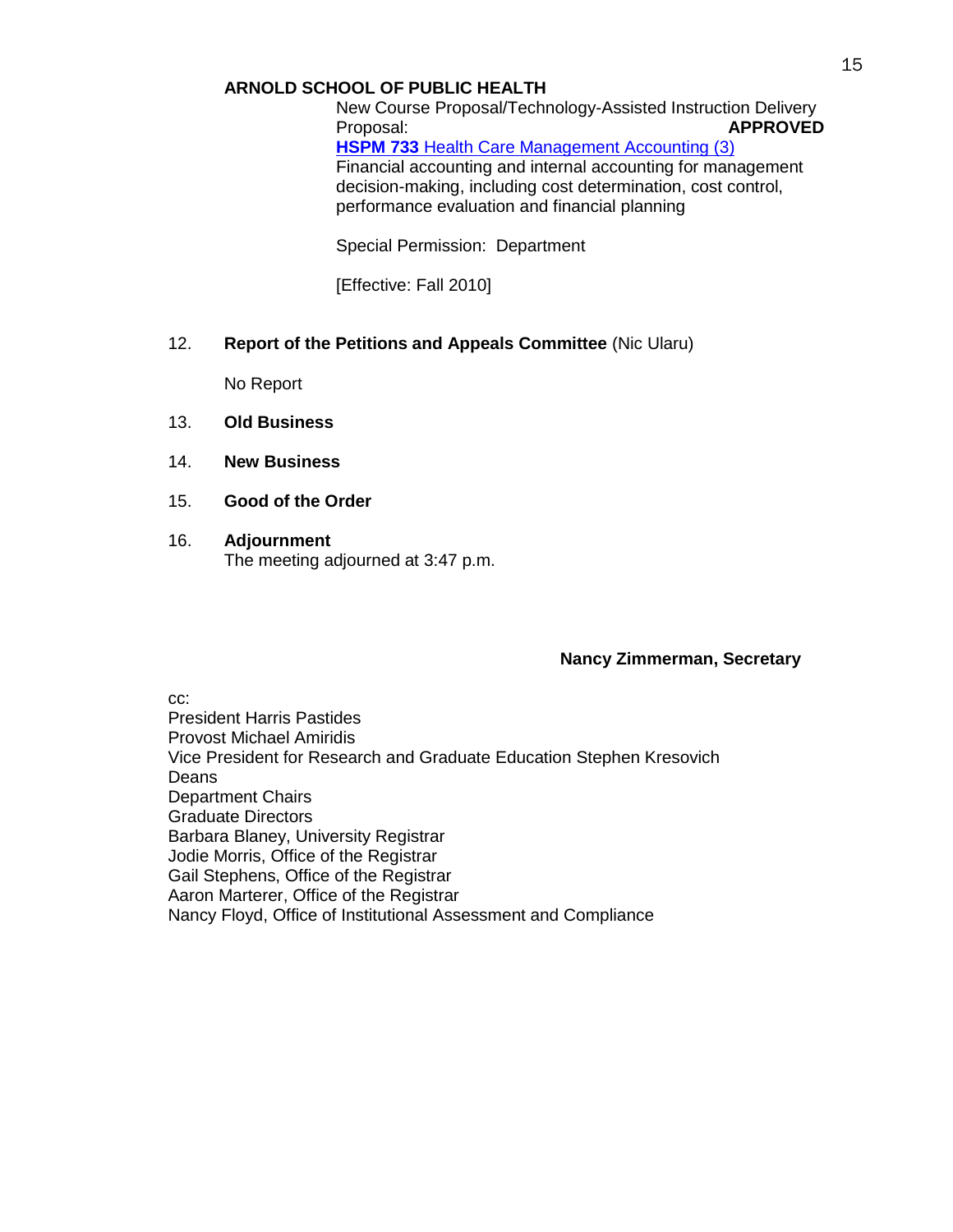**ARNOLD SCHOOL OF PUBLIC HEALTH**

New Course Proposal/Technology-Assisted Instruction Delivery Proposal: **APPROVED**

**HSPM 733** Health Care Management Accounting (3)
Financial accounting and internal accounting for management decision-making, including cost determination, cost control, performance evaluation and financial planning

Special Permission: Department

[Effective: Fall 2010]

12. **Report of the Petitions and Appeals Committee** (Nic Ularu)

    No Report

13. **Old Business**

14. **New Business**

15. **Good of the Order**

16. **Adjournment**
    The meeting adjourned at 3:47 p.m.

**Nancy Zimmerman, Secretary**

cc:
President Harris Pastides
Provost Michael Amiridis
Vice President for Research and Graduate Education Stephen Kresovich
Deans
Department Chairs
Graduate Directors
Barbara Blaney, University Registrar
Jodie Morris, Office of the Registrar
Gail Stephens, Office of the Registrar
Aaron Marterer, Office of the Registrar
Nancy Floyd, Office of Institutional Assessment and Compliance